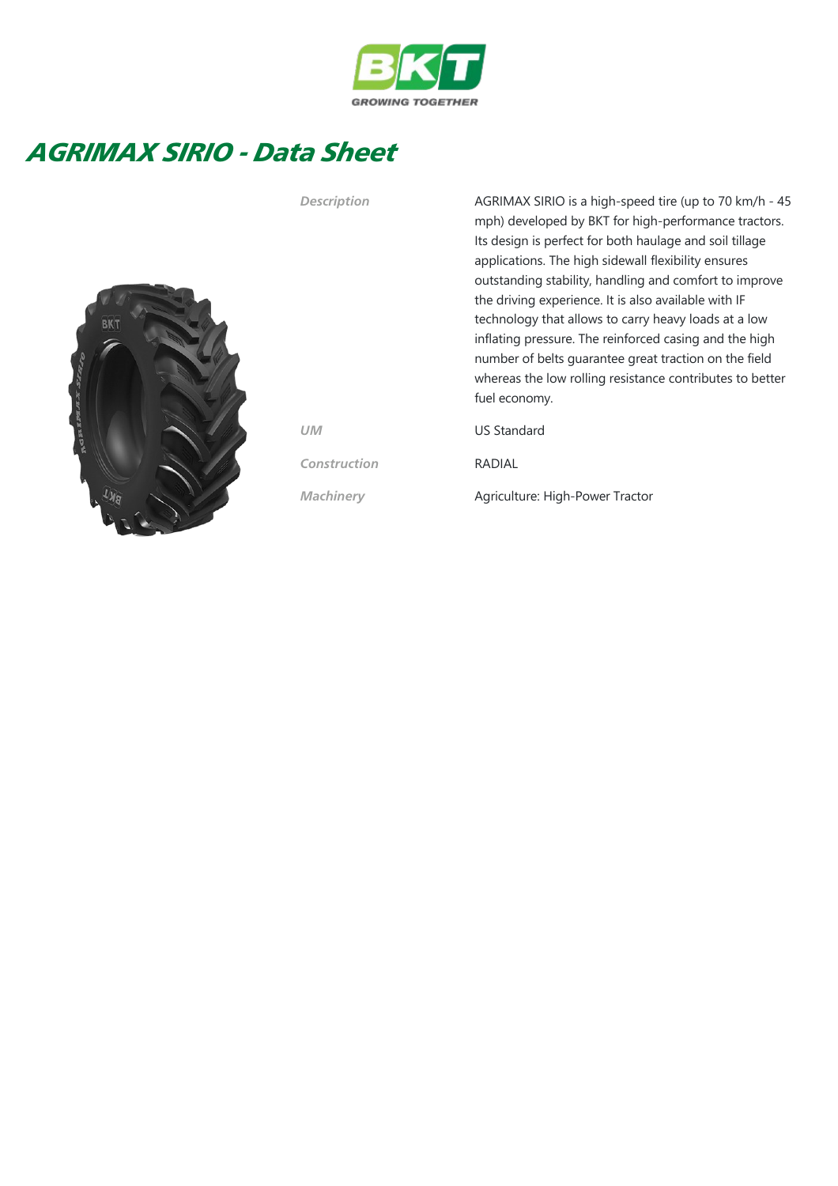BKT
GROWING TOGETHER

# AGRIMAX SIRIO - Data Sheet

| | |
|---|---|
| *Description* | AGRIMAX SIRIO is a high-speed tire (up to 70 km/h - 45 mph) developed by BKT for high-performance tractors. Its design is perfect for both haulage and soil tillage applications. The high sidewall flexibility ensures outstanding stability, handling and comfort to improve the driving experience. It is also available with IF technology that allows to carry heavy loads at a low inflating pressure. The reinforced casing and the high number of belts guarantee great traction on the field whereas the low rolling resistance contributes to better fuel economy. |
| *UM* | US Standard |
| *Construction* | RADIAL |
| *Machinery* | Agriculture: High-Power Tractor |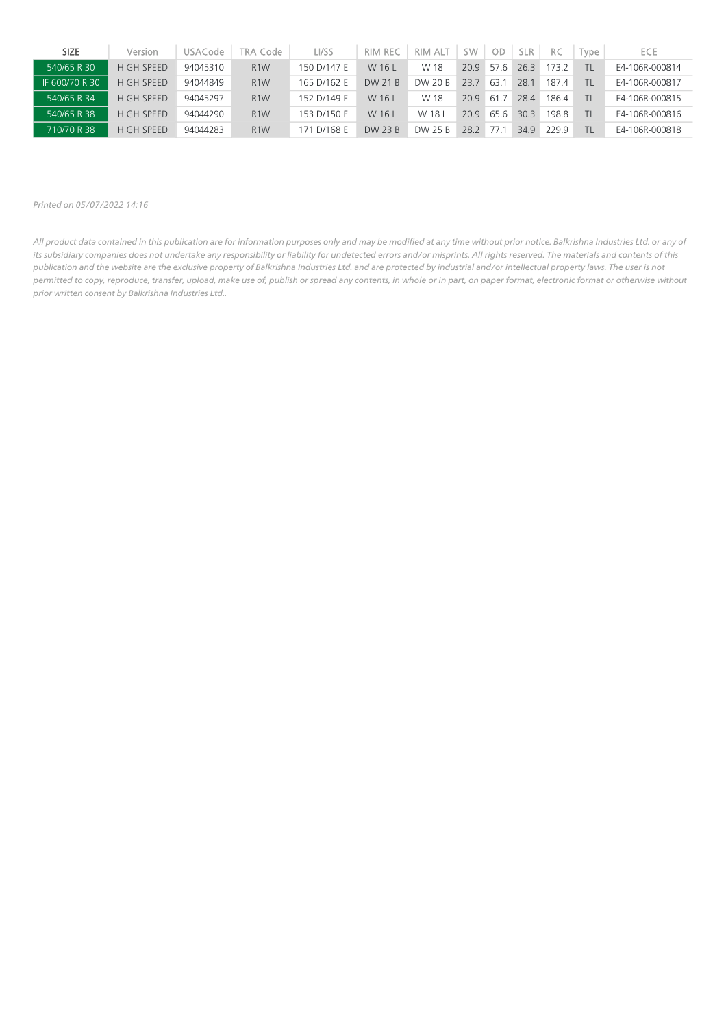| SIZE | Version | USACode | TRA Code | LI/SS | RIM REC | RIM ALT | SW | OD | SLR | RC | Type | ECE |
|---|---|---|---|---|---|---|---|---|---|---|---|---|
| 540/65 R 30 | HIGH SPEED | 94045310 | R1W | 150 D/147 E | W 16 L | W 18 | 20.9 | 57.6 | 26.3 | 173.2 | TL | E4-106R-000814 |
| IF 600/70 R 30 | HIGH SPEED | 94044849 | R1W | 165 D/162 E | DW 21 B | DW 20 B | 23.7 | 63.1 | 28.1 | 187.4 | TL | E4-106R-000817 |
| 540/65 R 34 | HIGH SPEED | 94045297 | R1W | 152 D/149 E | W 16 L | W 18 | 20.9 | 61.7 | 28.4 | 186.4 | TL | E4-106R-000815 |
| 540/65 R 38 | HIGH SPEED | 94044290 | R1W | 153 D/150 E | W 16 L | W 18 L | 20.9 | 65.6 | 30.3 | 198.8 | TL | E4-106R-000816 |
| 710/70 R 38 | HIGH SPEED | 94044283 | R1W | 171 D/168 E | DW 23 B | DW 25 B | 28.2 | 77.1 | 34.9 | 229.9 | TL | E4-106R-000818 |

*Printed on 05/07/2022 14:16*

*All product data contained in this publication are for information purposes only and may be modified at any time without prior notice. Balkrishna Industries Ltd. or any of its subsidiary companies does not undertake any responsibility or liability for undetected errors and/or misprints. All rights reserved. The materials and contents of this publication and the website are the exclusive property of Balkrishna Industries Ltd. and are protected by industrial and/or intellectual property laws. The user is not permitted to copy, reproduce, transfer, upload, make use of, publish or spread any contents, in whole or in part, on paper format, electronic format or otherwise without prior written consent by Balkrishna Industries Ltd..*